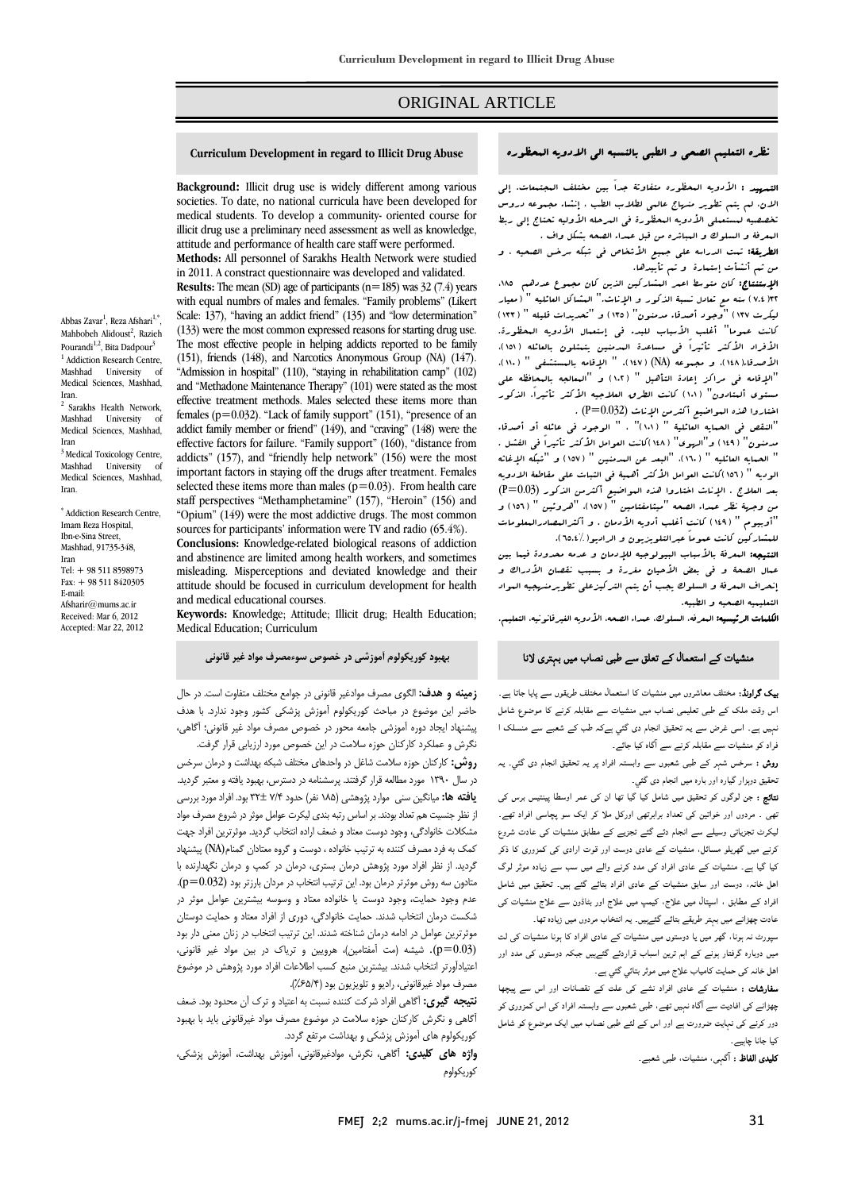ORIGINAL ARTICLE

# Curriculum Development in regard to Illicit Drug Abuse

Abbas Zavar[1], Reza Afshari[1,*], Mahbobeh Alidoust[2], Razieh Pourandi[1,2], Bita Dadpour[3]

[1] Addiction Research Centre, Mashhad University of Medical Sciences, Mashhad, Iran.

[2] Sarakhs Health Network, Mashhad University of Medical Sciences, Mashhad, Iran

[3] Medical Toxicology Centre, Mashhad University of Medical Sciences, Mashhad, Iran.

[*] Addiction Research Centre, Imam Reza Hospital, Ibn-e-Sina Street, Mashhad, 91735-348, Iran
Tel: + 98 511 8598973
Fax: + 98 511 8420305
E-mail: Afsharir@mums.ac.ir
Received: Mar 6, 2012
Accepted: Mar 22, 2012

**Background:** Illicit drug use is widely different among various societies. To date, no national curricula have been developed for medical students. To develop a community- oriented course for illicit drug use a preliminary need assessment as well as knowledge, attitude and performance of health care staff were performed.

**Methods:** All personnel of Sarakhs Health Network were studied in 2011. A constract questionnaire was developed and validated.

**Results:** The mean (SD) age of participants (n=185) was 32 (7.4) years with equal numbrs of males and females. "Family problems" (Likert Scale: 137), "having an addict friend" (135) and "low determination" (133) were the most common expressed reasons for starting drug use. The most effective people in helping addicts reported to be family (151), friends (148), and Narcotics Anonymous Group (NA) (147). "Admission in hospital" (110), "staying in rehabilitation camp" (102) and "Methadone Maintenance Therapy" (101) were stated as the most effective treatment methods. Males selected these items more than females (p=0.032). "Lack of family support" (151), "presence of an addict family member or friend" (149), and "craving" (148) were the effective factors for failure. "Family support" (160), "distance from addicts" (157), and "friendly help network" (156) were the most important factors in staying off the drugs after treatment. Females selected these items more than males (p=0.03). From health care staff perspectives "Methamphetamine" (157), "Heroin" (156) and "Opium" (149) were the most addictive drugs. The most common sources for participants' information were TV and radio (65.4%).

**Conclusions:** Knowledge-related biological reasons of addiction and abstinence are limited among health workers, and sometimes misleading. Misperceptions and deviated knowledge and their attitude should be focused in curriculum development for health and medical educational courses.

**Keywords:** Knowledge; Attitude; Illicit drug; Health Education; Medical Education; Curriculum

# نظره التعليم الصحي و الطبي بالنسبه الى الادويه المحظوره

**التمهيد :** الأدويه المحظوره متفاوتة جداً بين مختلف المجتمعات. إلى الان، لم يتم تطوير منهاج عالمي لطلاب الطب . إنشاء مجموعه دروس تخصصيه لمستعملي الأدويه المحظورة في المرحله الأوليه تحتاج إلى ربط المعرفة و السلوك و المباشره من قبل عمداء الصحه بشكل واف .

**الطريقة:** تمت الدراسه على جميع الأشخاص في شبكه سرخس الصحيه . و من تم أنشأت إستمارة و تم تأييدها.

**الإستنتاج:** كان متوسط اعمر المشاركين الذين كان مجموع عددهم ١٨٥، ٣٢ (٧.٤) سنه مع تعادل نسبة الذكور و الإناث." المشاكل العائليه " (معيار ليكرت ١٣٧) "وجود أصدقاء مدمنون" (١٣٥) و "تحديدات قليله " (١٣٣) كانت عموماً" أغلب الأسباب للبدء في إستعمال الأدويه المحظورة. الأفراد الأكثر تأثيراً في مساعدة المدمنين يتمثلون بالعائله (١٥١)، الأصدقاء(١٤٨)، و مجموعه (NA) (١٤٧). " الإقامه بالمستشفى " (١١٠)، "الإقامه في مراكز إعادة التأهيل " (١٠٢) و "المعالجه بالمحافظه على مستوى الميثادون" (١٠١) كانت الطرق العلاجيه الأكثر تأثيراً. الذكور اختاروا هذه المواضيع أكثرمن الإناث (P=0.032) .

"النقص في الحمايه العائلية " (١٥١)" . " الوجود في عائله أو أصدقاء مدمنون" (١٤٩) و"الهوى" (١٤٨) كانت العوامل الأكثر تأثيراً في الفشل . " الحمايه العائليه " (١٦٠)، "البعد عن المدمنين " (١٥٧) و "شبكه الإغاثه الوديه " (١٥٦) كانت العوامل الأكثر أهمية في الثبات على مقاطعة الادويه بعد العلاج . الإناث اختاروا هذه المواضيع أكثرمن الذكور (P=0.03) من وجهة نظر عمداء الصحه "ميثافمتامين " (١٥٧)، "هروئين" (١٥٦) و "أفيوم " (١٤٩) كانت أغلب أدويه الأدمان . و أكثرالمصادرالمعلومات للمشاركين كانت عموماً عبرالتلفزيون و الراديو (٦٥.٤٪).

**النتيجه:** المعرفة بالأسباب البيولوجيه للإدمان و عدمه محدودة فيما بين عمال الصحة و في بعض الأحيان مفرة و بسبب نقصان الأدراك و إنحراف المعرفه و السلوك يجب أن يتم التركيزعلى تطويرمنهجيه المواد التعليميه الصحيه و الطبيه.

**الكلمات الرئيسيه:** المعرفه، السلوك، عمداء الصحه، الأدويه الغيرقانونيه، التعليم.

# بهبود کوریکولوم آموزشی در خصوص سوءمصرف مواد غیر قانونی

**زمینه و هدف:** الگوی مصرف موادغیر قانونی در جوامع مختلف متفاوت است. در حال حاضر این موضوع در مباحث کوریکولوم آموزش پزشکی کشور وجود ندارد. با هدف پیشنهاد ایجاد دوره آموزشی جامعه محور در خصوص مصرف مواد غیر قانونی؛ آگاهی، نگرش و عملکرد کارکنان حوزه سلامت در این خصوص مورد ارزیابی قرار گرفت.

**روش:** کارکنان حوزه سلامت شاغل در واحدهای مختلف شبکه بهداشت و درمان سرخس در سال ۱۳۹۰ مورد مطالعه قرار گرفتند. پرسشنامه در دسترس، بهبود یافته و معتبر گردید.

**یافته ها:** میانگین سنی موارد پژوهشی (۱۸۵ نفر) حدود ۷/۴ ±۳۲ بود. افراد مورد بررسی از نظر جنسیت هم تعداد بودند. بر اساس رتبه بندی لیکرت عوامل موثر در شروع مصرف مواد مشکلات خانوادگی، وجود دوست معتاد و ضعف اراده انتخاب گردید. موثرترین افراد جهت کمک به فرد مصرف کننده به ترتیب خانواده ، دوست و گروه معتادان گمنام(NA) پیشنهاد گردید. از نظر افراد مورد پژوهش درمان بستری، درمان در کمپ و درمان نگهدارنده با متادون سه روش موثرتر درمان بود. این ترتیب انتخاب در مردان بارزتر بود (p=0.032). عدم وجود حمایت، وجود دوست یا خانواده معتاد و وسوسه بیشترین عوامل موثر در شکست درمان انتخاب شدند. حمایت خانوادگی، دوری از افراد معتاد و حمایت دوستان موثرترین عوامل در ادامه درمان شناخته شدند. این ترتیب انتخاب در زنان معنی دار بود (p=0.03). شیشه (مت آمفتامین)، هروبین و تریاک در بین مواد غیر قانونی، اعتیادآورتر انتخاب شدند. بیشترین منبع کسب اطلاعات افراد مورد پژوهش در موضوع مصرف مواد غیرقانونی، رادیو و تلویزیون بود (۶۵/۴٪).

**نتیجه گیری:** آگاهی افراد شرکت کننده نسبت به اعتیاد و ترک آن محدود بود. ضعف آگاهی و نگرش کارکنان حوزه سلامت در موضوع مصرف مواد غیرقانونی باید با بهبود کوریکولوم های آموزش پزشکی و بهداشت مرتفع گردد.

**واژه های کلیدی:** آگاهی، نگرش، موادغیرقانونی، آموزش بهداشت، آموزش پزشکی، کوریکولوم

# منشیات کے استعمال کے تعلق سے طبی نصاب میں بہتری لانا

**بیک گراونڈ:** مختلف معاشروں میں منشیات کا استعمال مختلف طریقوں سے پایا جاتا ہے۔ اس وقت ملک کے طبی تعلیمی نصاب میں منشیات سے مقابلہ کرنے کا موضوع شامل نہیں ہے۔ اسی غرض سے یہ تحقیق انجام دی گئي ہےکہ طب کے شعبے سے منسلک ا فراد کو منشیات سے مقابلہ کرنے سے آگاہ کیا جائے۔

**روش :** سرخس شہر کے طبی شعبوں سے وابستہ افراد پر یہ تحقیق انجام دی گئي۔ یہ تحقیق دوہزار گیارہ اور بارہ میں انجام دی گئي۔

**نتائج :** جن لوگوں کو تحقیق میں شامل کیا گيا تھا ان کی عمر اوسطا پینتیس برس کی تھی ۔ مردوں اور خواتین کی تعداد برابرتھی اورکل ملا کر ایک سو پچاسی افراد تھے۔ لیکرت تجزیاتی وسیلے سے انجام دئے گئے تجزیے کے مطابق منشیات کی عادت شروع کرنے میں گھریلو مسائل، منشیات کے عادی دوست اور قوت ارادی کی کمزوری کا ذکر کیا گيا ہے۔ منشیات کے عادی افراد کی مدد کرنے والے میں سب سے زیادہ موثر لوگ اہل خانہ، دوست اور سابق منشیات کے عادی افراد بتائے گئے ہیں۔ تحقیق میں شامل افراد کے مطابق ، اسپتال میں علاج، کیمپ میں علاج اور بتاؤن سے علاج منشیات کی عادت چھڑانے میں بہتر طریقے بتائے گئےہیں۔ یہ انتخاب مردوں میں زیادہ تھا۔

سپورٹ نہ ہونا، گھر میں یا دوستوں میں منشیات کے عادی افراد کا ہونا منشیات کی لت میں دوبارہ گرفتار ہونے کے اہم ترین اسباب قراردئے گئےہیں جبکہ دوستوں کی مدد اور اہل خانہ کی حمایت کامیاب علاج میں موثر بتائي گئي ہے۔

**سفارشات :** منشیات کے عادی افراد نشے کی علت کے نقصانات اور اس سے پیچھا چھڑانے کی افادیت سے آگاہ نہیں تھے، طبی شعبوں سے وابستہ افراد کی اس کمزوری کو دور کرنے کی نہایت ضرورت ہے اور اس کے لئے طبی نصاب میں ایک موضوع کو شامل کیا جانا چاہیے۔

**کلیدی الفاظ :** آگہی، منشیات، طبی شعبے۔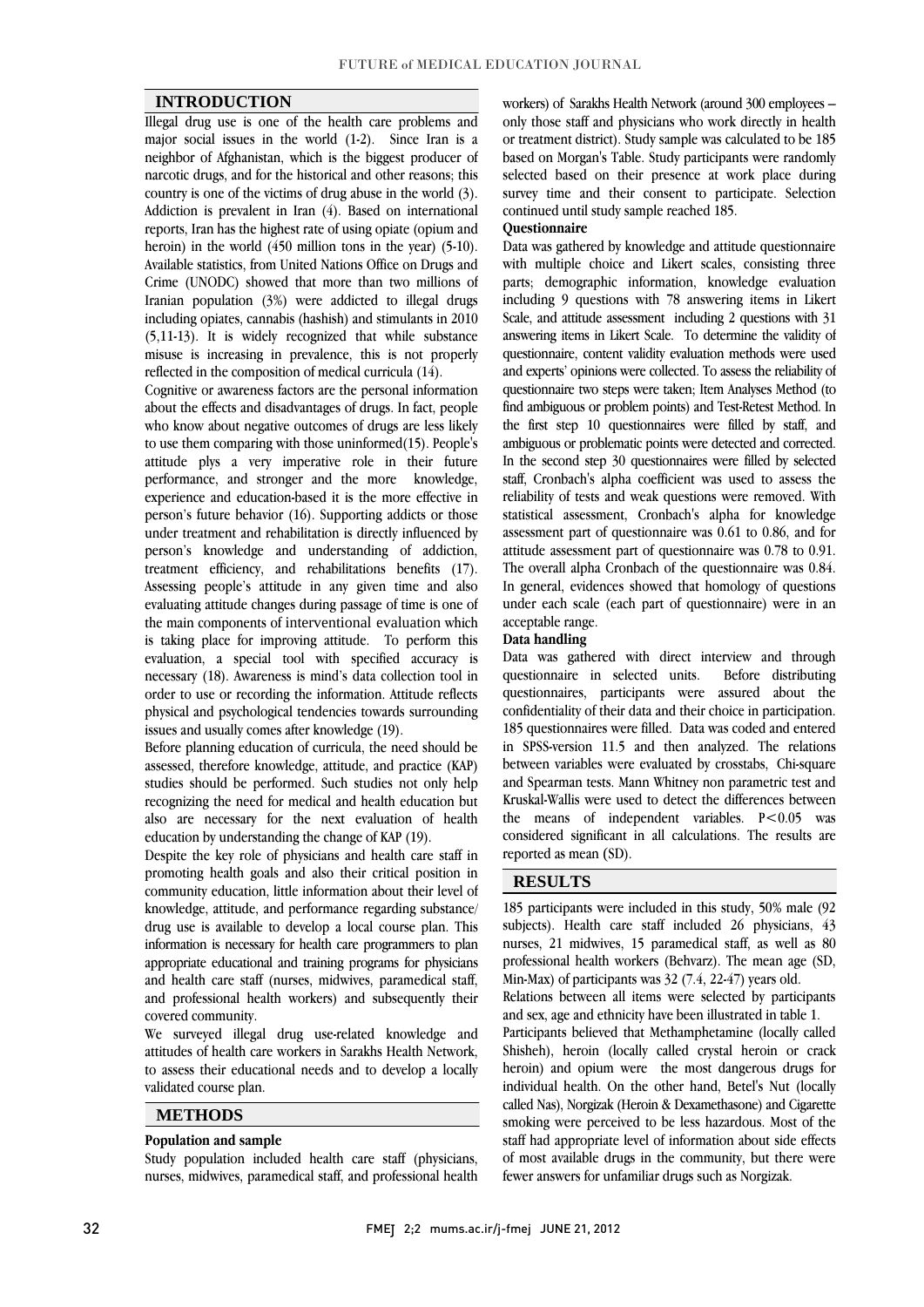## INTRODUCTION

Illegal drug use is one of the health care problems and major social issues in the world (1-2). Since Iran is a neighbor of Afghanistan, which is the biggest producer of narcotic drugs, and for the historical and other reasons; this country is one of the victims of drug abuse in the world (3). Addiction is prevalent in Iran (4). Based on international reports, Iran has the highest rate of using opiate (opium and heroin) in the world (450 million tons in the year) (5-10). Available statistics, from United Nations Office on Drugs and Crime (UNODC) showed that more than two millions of Iranian population (3%) were addicted to illegal drugs including opiates, cannabis (hashish) and stimulants in 2010 (5,11-13). It is widely recognized that while substance misuse is increasing in prevalence, this is not properly reflected in the composition of medical curricula (14).

Cognitive or awareness factors are the personal information about the effects and disadvantages of drugs. In fact, people who know about negative outcomes of drugs are less likely to use them comparing with those uninformed(15). People's attitude plys a very imperative role in their future performance, and stronger and the more knowledge, experience and education-based it is the more effective in person's future behavior (16). Supporting addicts or those under treatment and rehabilitation is directly influenced by person's knowledge and understanding of addiction, treatment efficiency, and rehabilitations benefits (17). Assessing people's attitude in any given time and also evaluating attitude changes during passage of time is one of the main components of interventional evaluation which is taking place for improving attitude. To perform this evaluation, a special tool with specified accuracy is necessary (18). Awareness is mind's data collection tool in order to use or recording the information. Attitude reflects physical and psychological tendencies towards surrounding issues and usually comes after knowledge (19).

Before planning education of curricula, the need should be assessed, therefore knowledge, attitude, and practice (KAP) studies should be performed. Such studies not only help recognizing the need for medical and health education but also are necessary for the next evaluation of health education by understanding the change of KAP (19).

Despite the key role of physicians and health care staff in promoting health goals and also their critical position in community education, little information about their level of knowledge, attitude, and performance regarding substance/ drug use is available to develop a local course plan. This information is necessary for health care programmers to plan appropriate educational and training programs for physicians and health care staff (nurses, midwives, paramedical staff, and professional health workers) and subsequently their covered community.

We surveyed illegal drug use-related knowledge and attitudes of health care workers in Sarakhs Health Network, to assess their educational needs and to develop a locally validated course plan.

## METHODS

### Population and sample

Study population included health care staff (physicians, nurses, midwives, paramedical staff, and professional health workers) of Sarakhs Health Network (around 300 employees – only those staff and physicians who work directly in health or treatment district). Study sample was calculated to be 185 based on Morgan's Table. Study participants were randomly selected based on their presence at work place during survey time and their consent to participate. Selection continued until study sample reached 185.

### Questionnaire

Data was gathered by knowledge and attitude questionnaire with multiple choice and Likert scales, consisting three parts; demographic information, knowledge evaluation including 9 questions with 78 answering items in Likert Scale, and attitude assessment including 2 questions with 31 answering items in Likert Scale. To determine the validity of questionnaire, content validity evaluation methods were used and experts' opinions were collected. To assess the reliability of questionnaire two steps were taken; Item Analyses Method (to find ambiguous or problem points) and Test-Retest Method. In the first step 10 questionnaires were filled by staff, and ambiguous or problematic points were detected and corrected. In the second step 30 questionnaires were filled by selected staff, Cronbach's alpha coefficient was used to assess the reliability of tests and weak questions were removed. With statistical assessment, Cronbach's alpha for knowledge assessment part of questionnaire was 0.61 to 0.86, and for attitude assessment part of questionnaire was 0.78 to 0.91. The overall alpha Cronbach of the questionnaire was 0.84. In general, evidences showed that homology of questions under each scale (each part of questionnaire) were in an acceptable range.

### Data handling

Data was gathered with direct interview and through questionnaire in selected units. Before distributing questionnaires, participants were assured about the confidentiality of their data and their choice in participation. 185 questionnaires were filled. Data was coded and entered in SPSS-version 11.5 and then analyzed. The relations between variables were evaluated by crosstabs, Chi-square and Spearman tests. Mann Whitney non parametric test and Kruskal-Wallis were used to detect the differences between the means of independent variables. $P<0.05$ was considered significant in all calculations. The results are reported as mean (SD).

## RESULTS

185 participants were included in this study, 50% male (92 subjects). Health care staff included 26 physicians, 43 nurses, 21 midwives, 15 paramedical staff, as well as 80 professional health workers (Behvarz). The mean age (SD, Min-Max) of participants was 32 (7.4, 22-47) years old.

Relations between all items were selected by participants and sex, age and ethnicity have been illustrated in table 1.

Participants believed that Methamphetamine (locally called Shisheh), heroin (locally called crystal heroin or crack heroin) and opium were the most dangerous drugs for individual health. On the other hand, Betel's Nut (locally called Nas), Norgizak (Heroin & Dexamethasone) and Cigarette smoking were perceived to be less hazardous. Most of the staff had appropriate level of information about side effects of most available drugs in the community, but there were fewer answers for unfamiliar drugs such as Norgizak.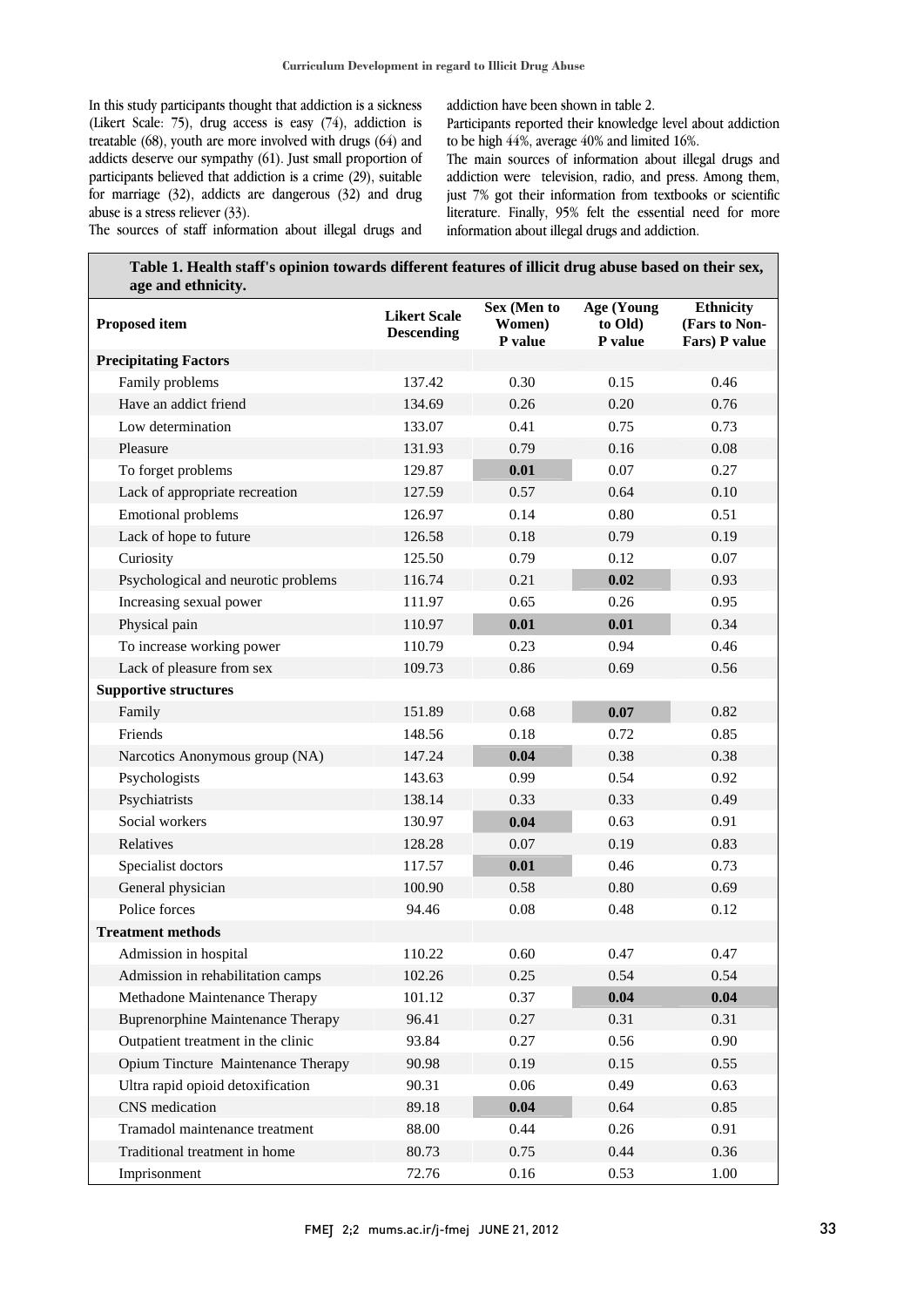In this study participants thought that addiction is a sickness (Likert Scale: 75), drug access is easy (74), addiction is treatable (68), youth are more involved with drugs (64) and addicts deserve our sympathy (61). Just small proportion of participants believed that addiction is a crime (29), suitable for marriage (32), addicts are dangerous (32) and drug abuse is a stress reliever (33).

The sources of staff information about illegal drugs and addiction have been shown in table 2.

Participants reported their knowledge level about addiction to be high 44%, average 40% and limited 16%.

The main sources of information about illegal drugs and addiction were television, radio, and press. Among them, just 7% got their information from textbooks or scientific literature. Finally, 95% felt the essential need for more information about illegal drugs and addiction.

**Table 1. Health staff's opinion towards different features of illicit drug abuse based on their sex, age and ethnicity.**

| Proposed item | Likert Scale Descending | Sex (Men to Women) P value | Age (Young to Old) P value | Ethnicity (Fars to Non-Fars) P value |
|---|---|---|---|---|
| **Precipitating Factors** | | | | |
| Family problems | 137.42 | 0.30 | 0.15 | 0.46 |
| Have an addict friend | 134.69 | 0.26 | 0.20 | 0.76 |
| Low determination | 133.07 | 0.41 | 0.75 | 0.73 |
| Pleasure | 131.93 | 0.79 | 0.16 | 0.08 |
| To forget problems | 129.87 | **0.01** | 0.07 | 0.27 |
| Lack of appropriate recreation | 127.59 | 0.57 | 0.64 | 0.10 |
| Emotional problems | 126.97 | 0.14 | 0.80 | 0.51 |
| Lack of hope to future | 126.58 | 0.18 | 0.79 | 0.19 |
| Curiosity | 125.50 | 0.79 | 0.12 | 0.07 |
| Psychological and neurotic problems | 116.74 | 0.21 | **0.02** | 0.93 |
| Increasing sexual power | 111.97 | 0.65 | 0.26 | 0.95 |
| Physical pain | 110.97 | **0.01** | **0.01** | 0.34 |
| To increase working power | 110.79 | 0.23 | 0.94 | 0.46 |
| Lack of pleasure from sex | 109.73 | 0.86 | 0.69 | 0.56 |
| **Supportive structures** | | | | |
| Family | 151.89 | 0.68 | **0.07** | 0.82 |
| Friends | 148.56 | 0.18 | 0.72 | 0.85 |
| Narcotics Anonymous group (NA) | 147.24 | **0.04** | 0.38 | 0.38 |
| Psychologists | 143.63 | 0.99 | 0.54 | 0.92 |
| Psychiatrists | 138.14 | 0.33 | 0.33 | 0.49 |
| Social workers | 130.97 | **0.04** | 0.63 | 0.91 |
| Relatives | 128.28 | 0.07 | 0.19 | 0.83 |
| Specialist doctors | 117.57 | **0.01** | 0.46 | 0.73 |
| General physician | 100.90 | 0.58 | 0.80 | 0.69 |
| Police forces | 94.46 | 0.08 | 0.48 | 0.12 |
| **Treatment methods** | | | | |
| Admission in hospital | 110.22 | 0.60 | 0.47 | 0.47 |
| Admission in rehabilitation camps | 102.26 | 0.25 | 0.54 | 0.54 |
| Methadone Maintenance Therapy | 101.12 | 0.37 | **0.04** | **0.04** |
| Buprenorphine Maintenance Therapy | 96.41 | 0.27 | 0.31 | 0.31 |
| Outpatient treatment in the clinic | 93.84 | 0.27 | 0.56 | 0.90 |
| Opium Tincture Maintenance Therapy | 90.98 | 0.19 | 0.15 | 0.55 |
| Ultra rapid opioid detoxification | 90.31 | 0.06 | 0.49 | 0.63 |
| CNS medication | 89.18 | **0.04** | 0.64 | 0.85 |
| Tramadol maintenance treatment | 88.00 | 0.44 | 0.26 | 0.91 |
| Traditional treatment in home | 80.73 | 0.75 | 0.44 | 0.36 |
| Imprisonment | 72.76 | 0.16 | 0.53 | 1.00 |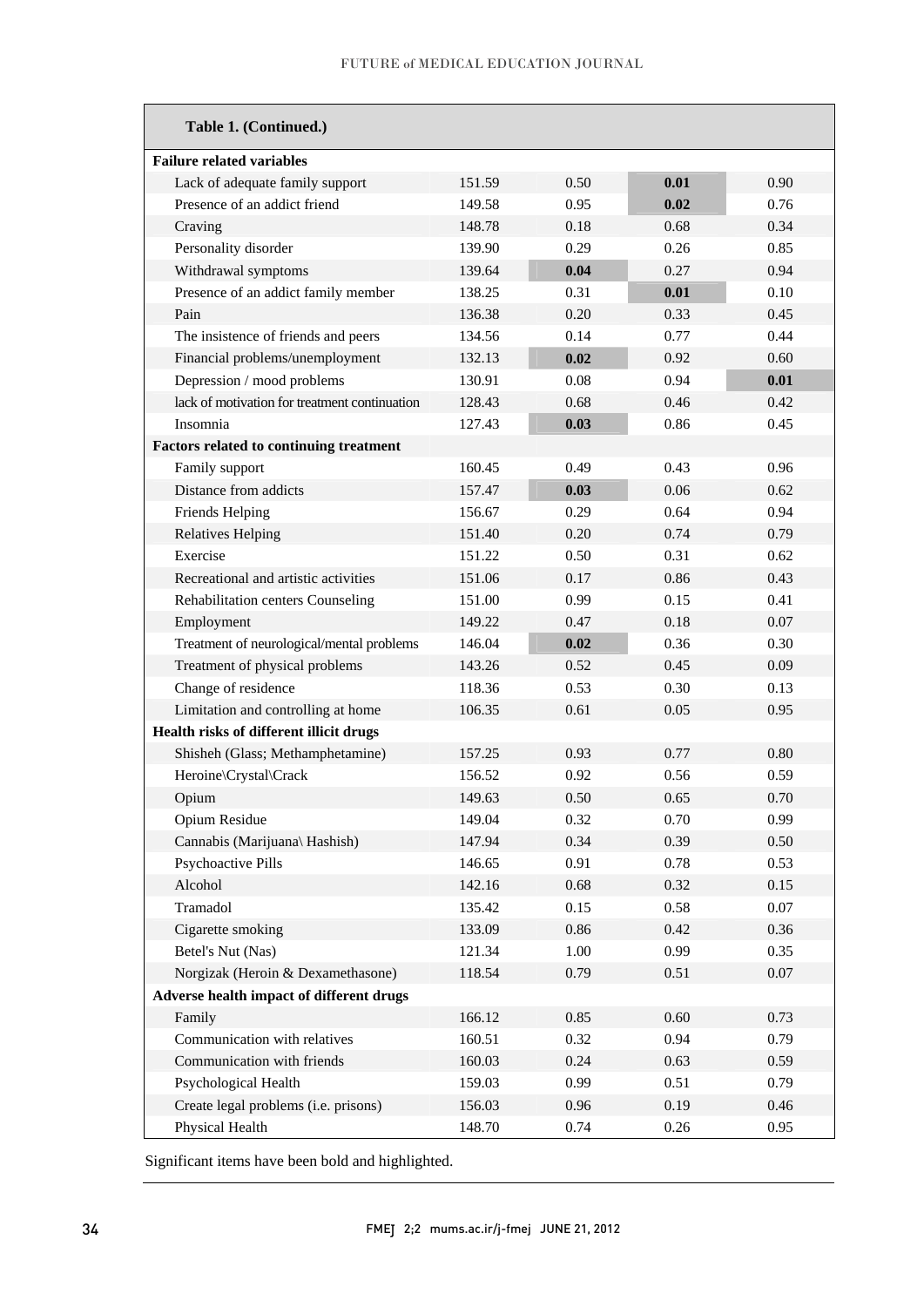| **Table 1. (Continued.)** | | | | |
|---|---|---|---|---|
| **Failure related variables** | | | | |
| Lack of adequate family support | 151.59 | 0.50 | **0.01** | 0.90 |
| Presence of an addict friend | 149.58 | 0.95 | **0.02** | 0.76 |
| Craving | 148.78 | 0.18 | 0.68 | 0.34 |
| Personality disorder | 139.90 | 0.29 | 0.26 | 0.85 |
| Withdrawal symptoms | 139.64 | **0.04** | 0.27 | 0.94 |
| Presence of an addict family member | 138.25 | 0.31 | **0.01** | 0.10 |
| Pain | 136.38 | 0.20 | 0.33 | 0.45 |
| The insistence of friends and peers | 134.56 | 0.14 | 0.77 | 0.44 |
| Financial problems/unemployment | 132.13 | **0.02** | 0.92 | 0.60 |
| Depression / mood problems | 130.91 | 0.08 | 0.94 | **0.01** |
| lack of motivation for treatment continuation | 128.43 | 0.68 | 0.46 | 0.42 |
| Insomnia | 127.43 | **0.03** | 0.86 | 0.45 |
| **Factors related to continuing treatment** | | | | |
| Family support | 160.45 | 0.49 | 0.43 | 0.96 |
| Distance from addicts | 157.47 | **0.03** | 0.06 | 0.62 |
| Friends Helping | 156.67 | 0.29 | 0.64 | 0.94 |
| Relatives Helping | 151.40 | 0.20 | 0.74 | 0.79 |
| Exercise | 151.22 | 0.50 | 0.31 | 0.62 |
| Recreational and artistic activities | 151.06 | 0.17 | 0.86 | 0.43 |
| Rehabilitation centers Counseling | 151.00 | 0.99 | 0.15 | 0.41 |
| Employment | 149.22 | 0.47 | 0.18 | 0.07 |
| Treatment of neurological/mental problems | 146.04 | **0.02** | 0.36 | 0.30 |
| Treatment of physical problems | 143.26 | 0.52 | 0.45 | 0.09 |
| Change of residence | 118.36 | 0.53 | 0.30 | 0.13 |
| Limitation and controlling at home | 106.35 | 0.61 | 0.05 | 0.95 |
| **Health risks of different illicit drugs** | | | | |
| Shisheh (Glass; Methamphetamine) | 157.25 | 0.93 | 0.77 | 0.80 |
| Heroine\Crystal\Crack | 156.52 | 0.92 | 0.56 | 0.59 |
| Opium | 149.63 | 0.50 | 0.65 | 0.70 |
| Opium Residue | 149.04 | 0.32 | 0.70 | 0.99 |
| Cannabis (Marijuana\ Hashish) | 147.94 | 0.34 | 0.39 | 0.50 |
| Psychoactive Pills | 146.65 | 0.91 | 0.78 | 0.53 |
| Alcohol | 142.16 | 0.68 | 0.32 | 0.15 |
| Tramadol | 135.42 | 0.15 | 0.58 | 0.07 |
| Cigarette smoking | 133.09 | 0.86 | 0.42 | 0.36 |
| Betel's Nut (Nas) | 121.34 | 1.00 | 0.99 | 0.35 |
| Norgizak (Heroin & Dexamethasone) | 118.54 | 0.79 | 0.51 | 0.07 |
| **Adverse health impact of different drugs** | | | | |
| Family | 166.12 | 0.85 | 0.60 | 0.73 |
| Communication with relatives | 160.51 | 0.32 | 0.94 | 0.79 |
| Communication with friends | 160.03 | 0.24 | 0.63 | 0.59 |
| Psychological Health | 159.03 | 0.99 | 0.51 | 0.79 |
| Create legal problems (i.e. prisons) | 156.03 | 0.96 | 0.19 | 0.46 |
| Physical Health | 148.70 | 0.74 | 0.26 | 0.95 |

Significant items have been bold and highlighted.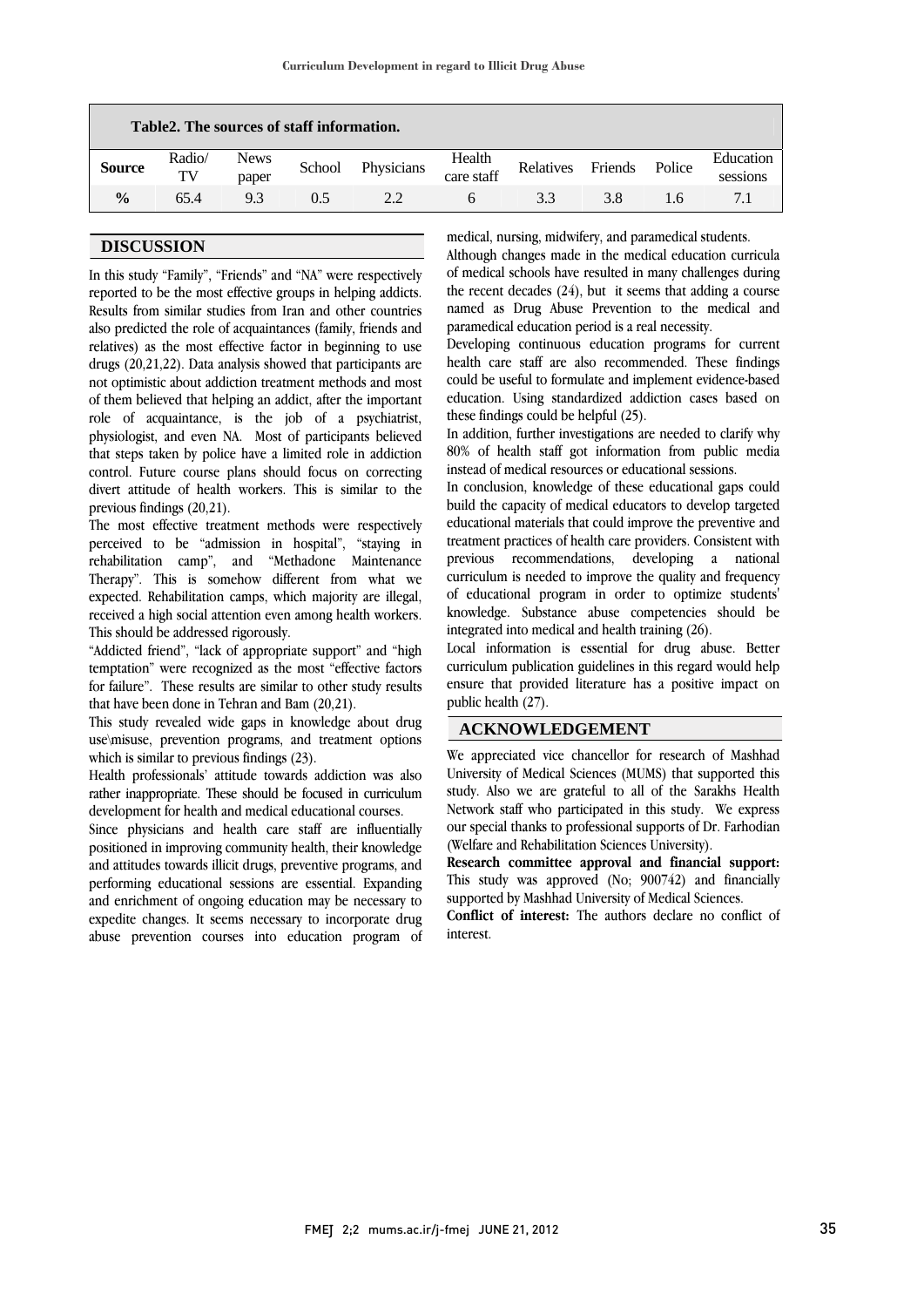| Table2. The sources of staff information. | | | | | | | | | |
|---|---|---|---|---|---|---|---|---|---|
| **Source** | Radio/ TV | News paper | School | Physicians | Health care staff | Relatives | Friends | Police | Education sessions |
| **%** | 65.4 | 9.3 | 0.5 | 2.2 | 6 | 3.3 | 3.8 | 1.6 | 7.1 |

## DISCUSSION

In this study "Family", "Friends" and "NA" were respectively reported to be the most effective groups in helping addicts. Results from similar studies from Iran and other countries also predicted the role of acquaintances (family, friends and relatives) as the most effective factor in beginning to use drugs (20,21,22). Data analysis showed that participants are not optimistic about addiction treatment methods and most of them believed that helping an addict, after the important role of acquaintance, is the job of a psychiatrist, physiologist, and even NA. Most of participants believed that steps taken by police have a limited role in addiction control. Future course plans should focus on correcting divert attitude of health workers. This is similar to the previous findings (20,21).

The most effective treatment methods were respectively perceived to be "admission in hospital", "staying in rehabilitation camp", and "Methadone Maintenance Therapy". This is somehow different from what we expected. Rehabilitation camps, which majority are illegal, received a high social attention even among health workers. This should be addressed rigorously.

"Addicted friend", "lack of appropriate support" and "high temptation" were recognized as the most "effective factors for failure". These results are similar to other study results that have been done in Tehran and Bam (20,21).

This study revealed wide gaps in knowledge about drug use\misuse, prevention programs, and treatment options which is similar to previous findings (23).

Health professionals' attitude towards addiction was also rather inappropriate. These should be focused in curriculum development for health and medical educational courses.

Since physicians and health care staff are influentially positioned in improving community health, their knowledge and attitudes towards illicit drugs, preventive programs, and performing educational sessions are essential. Expanding and enrichment of ongoing education may be necessary to expedite changes. It seems necessary to incorporate drug abuse prevention courses into education program of medical, nursing, midwifery, and paramedical students.

Although changes made in the medical education curricula of medical schools have resulted in many challenges during the recent decades (24), but it seems that adding a course named as Drug Abuse Prevention to the medical and paramedical education period is a real necessity.

Developing continuous education programs for current health care staff are also recommended. These findings could be useful to formulate and implement evidence-based education. Using standardized addiction cases based on these findings could be helpful (25).

In addition, further investigations are needed to clarify why 80% of health staff got information from public media instead of medical resources or educational sessions.

In conclusion, knowledge of these educational gaps could build the capacity of medical educators to develop targeted educational materials that could improve the preventive and treatment practices of health care providers. Consistent with previous recommendations, developing a national curriculum is needed to improve the quality and frequency of educational program in order to optimize students' knowledge. Substance abuse competencies should be integrated into medical and health training (26).

Local information is essential for drug abuse. Better curriculum publication guidelines in this regard would help ensure that provided literature has a positive impact on public health (27).

## ACKNOWLEDGEMENT

We appreciated vice chancellor for research of Mashhad University of Medical Sciences (MUMS) that supported this study. Also we are grateful to all of the Sarakhs Health Network staff who participated in this study. We express our special thanks to professional supports of Dr. Farhodian (Welfare and Rehabilitation Sciences University).

**Research committee approval and financial support:** This study was approved (No; 900742) and financially supported by Mashhad University of Medical Sciences.

**Conflict of interest:** The authors declare no conflict of interest.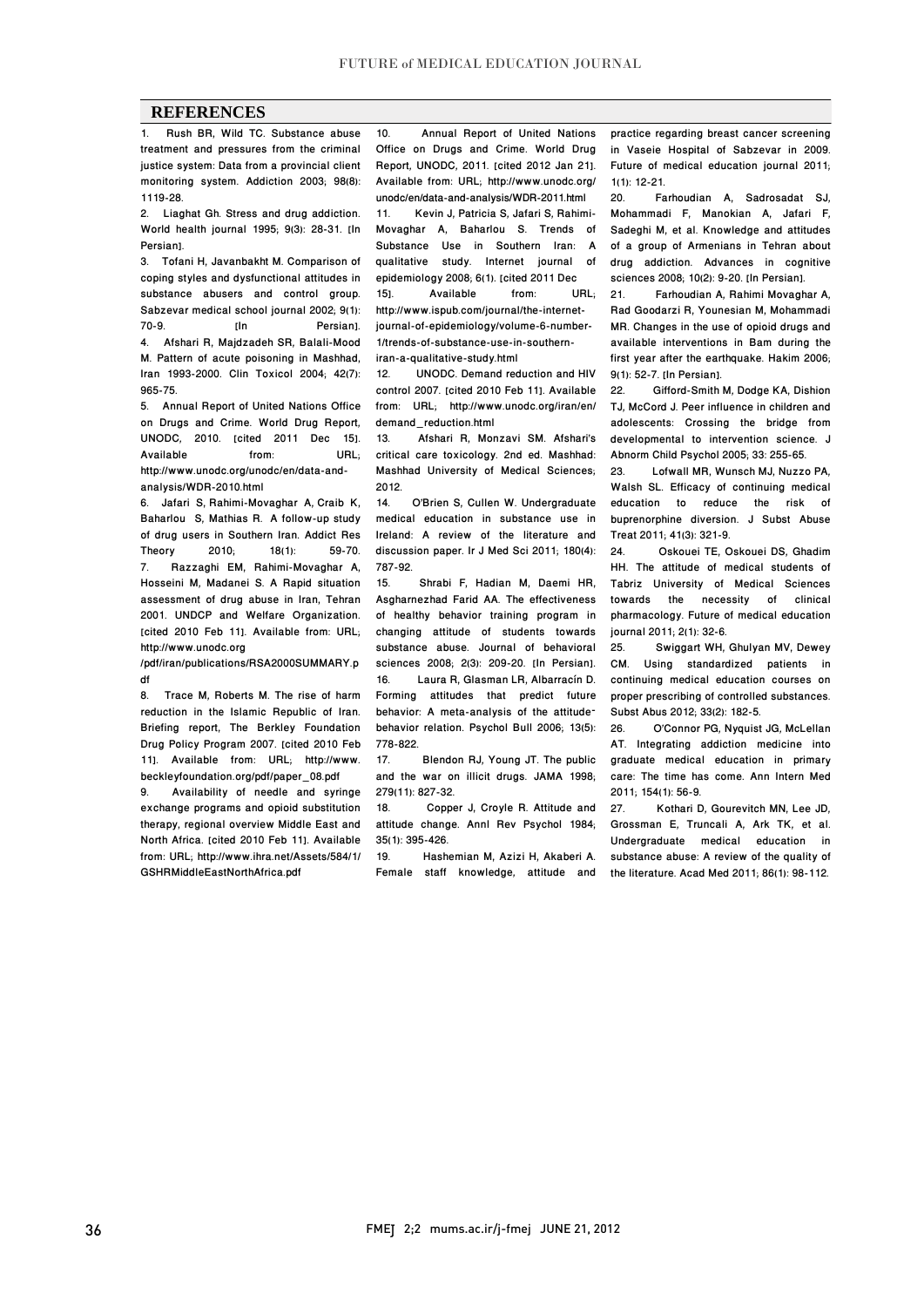## REFERENCES

1. Rush BR, Wild TC. Substance abuse treatment and pressures from the criminal justice system: Data from a provincial client monitoring system. Addiction 2003; 98(8): 1119-28.
2. Liaghat Gh. Stress and drug addiction. World health journal 1995; 9(3): 28-31. [In Persian].
3. Tofani H, Javanbakht M. Comparison of coping styles and dysfunctional attitudes in substance abusers and control group. Sabzevar medical school journal 2002; 9(1): 70-9. [In Persian].
4. Afshari R, Majdzadeh SR, Balali-Mood M. Pattern of acute poisoning in Mashhad, Iran 1993-2000. Clin Toxicol 2004; 42(7): 965-75.
5. Annual Report of United Nations Office on Drugs and Crime. World Drug Report, UNODC, 2010. [cited 2011 Dec 15]. Available from: URL; http://www.unodc.org/unodc/en/data-and-analysis/WDR-2010.html
6. Jafari S, Rahimi-Movaghar A, Craib K, Baharlou S, Mathias R. A follow-up study of drug users in Southern Iran. Addict Res Theory 2010; 18(1): 59-70.
7. Razzaghi EM, Rahimi-Movaghar A, Hosseini M, Madanei S. A Rapid situation assessment of drug abuse in Iran, Tehran 2001. UNDCP and Welfare Organization. [cited 2010 Feb 11]. Available from: URL; http://www.unodc.org/pdf/iran/publications/RSA2000SUMMARY.pdf
8. Trace M, Roberts M. The rise of harm reduction in the Islamic Republic of Iran. Briefing report, The Berkley Foundation Drug Policy Program 2007. [cited 2010 Feb 11]. Available from: URL; http://www.beckleyfoundation.org/pdf/paper_08.pdf
9. Availability of needle and syringe exchange programs and opioid substitution therapy, regional overview Middle East and North Africa. [cited 2010 Feb 11]. Available from: URL; http://www.ihra.net/Assets/584/1/GSHRMiddleEastNorthAfrica.pdf
10. Annual Report of United Nations Office on Drugs and Crime. World Drug Report, UNODC, 2011. [cited 2012 Jan 21]. Available from: URL; http://www.unodc.org/unodc/en/data-and-analysis/WDR-2011.html
11. Kevin J, Patricia S, Jafari S, Rahimi-Movaghar A, Baharlou S. Trends of Substance Use in Southern Iran: A qualitative study. Internet journal of epidemiology 2008; 6(1). [cited 2011 Dec 15]. Available from: URL; http://www.ispub.com/journal/the-internet-journal-of-epidemiology/volume-6-number-1/trends-of-substance-use-in-southern-iran-a-qualitative-study.html
12. UNODC. Demand reduction and HIV control 2007. [cited 2010 Feb 11]. Available from: URL; http://www.unodc.org/iran/en/demand_reduction.html
13. Afshari R, Monzavi SM. Afshari's critical care toxicology. 2nd ed. Mashhad: Mashhad University of Medical Sciences; 2012.
14. O'Brien S, Cullen W. Undergraduate medical education in substance use in Ireland: A review of the literature and discussion paper. Ir J Med Sci 2011; 180(4): 787-92.
15. Shrabi F, Hadian M, Daemi HR, Asgharnezhad Farid AA. The effectiveness of healthy behavior training program in changing attitude of students towards substance abuse. Journal of behavioral sciences 2008; 2(3): 209-20. [In Persian].
16. Laura R, Glasman LR, Albarracín D. Forming attitudes that predict future behavior: A meta-analysis of the attitude-behavior relation. Psychol Bull 2006; 13(5): 778-822.
17. Blendon RJ, Young JT. The public and the war on illicit drugs. JAMA 1998; 279(11): 827-32.
18. Copper J, Croyle R. Attitude and attitude change. Annl Rev Psychol 1984; 35(1): 395-426.
19. Hashemian M, Azizi H, Akaberi A. Female staff knowledge, attitude and practice regarding breast cancer screening in Vaseie Hospital of Sabzevar in 2009. Future of medical education journal 2011; 1(1): 12-21.
20. Farhoudian A, Sadrosadat SJ, Mohammadi F, Manokian A, Jafari F, Sadeghi M, et al. Knowledge and attitudes of a group of Armenians in Tehran about drug addiction. Advances in cognitive sciences 2008; 10(2): 9-20. [In Persian].
21. Farhoudian A, Rahimi Movaghar A, Rad Goodarzi R, Younesian M, Mohammadi MR. Changes in the use of opioid drugs and available interventions in Bam during the first year after the earthquake. Hakim 2006; 9(1): 52-7. [In Persian].
22. Gifford-Smith M, Dodge KA, Dishion TJ, McCord J. Peer influence in children and adolescents: Crossing the bridge from developmental to intervention science. J Abnorm Child Psychol 2005; 33: 255-65.
23. Lofwall MR, Wunsch MJ, Nuzzo PA, Walsh SL. Efficacy of continuing medical education to reduce the risk of buprenorphine diversion. J Subst Abuse Treat 2011; 41(3): 321-9.
24. Oskouei TE, Oskouei DS, Ghadim HH. The attitude of medical students of Tabriz University of Medical Sciences towards the necessity of clinical pharmacology. Future of medical education journal 2011; 2(1): 32-6.
25. Swiggart WH, Ghulyan MV, Dewey CM. Using standardized patients in continuing medical education courses on proper prescribing of controlled substances. Subst Abus 2012; 33(2): 182-5.
26. O'Connor PG, Nyquist JG, McLellan AT. Integrating addiction medicine into graduate medical education in primary care: The time has come. Ann Intern Med 2011; 154(1): 56-9.
27. Kothari D, Gourevitch MN, Lee JD, Grossman E, Truncali A, Ark TK, et al. Undergraduate medical education in substance abuse: A review of the quality of the literature. Acad Med 2011; 86(1): 98-112.